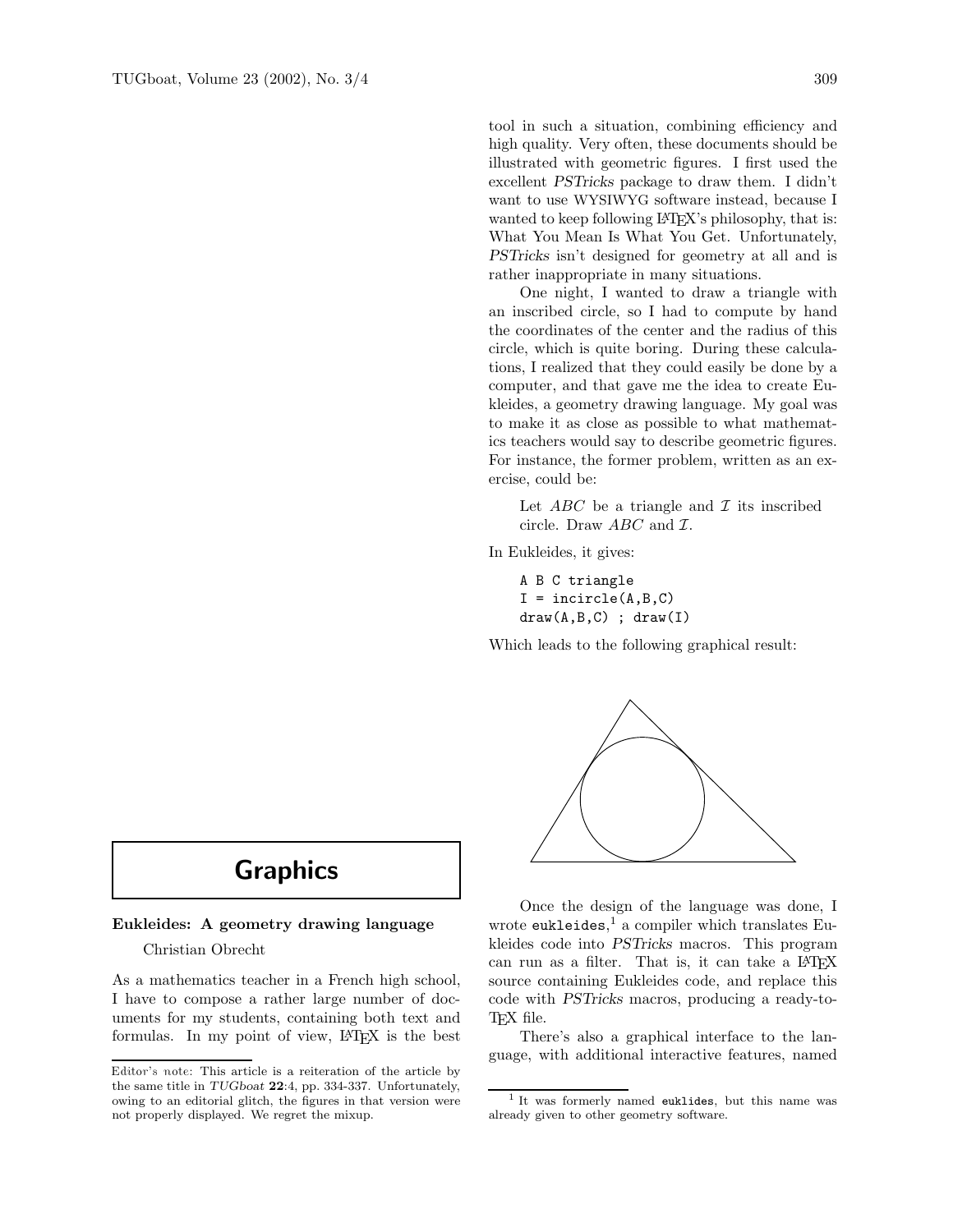# Graphics

## Eukleides: A geometry drawing language

Christian Obrecht

As a mathematics teacher in a French high school, I have to compose a rather large number of documents for my students, containing both text and formulas. In my point of view, LaTeX is the best tool in such a situation, combining efficiency and high quality. Very often, these documents should be illustrated with geometric figures. I first used the excellent *PSTricks* package to draw them. I didn't want to use WYSIWYG software instead, because I wanted to keep following LaTeX's philosophy, that is: What You Mean Is What You Get. Unfortunately, *PSTricks* isn't designed for geometry at all and is rather inappropriate in many situations.

One night, I wanted to draw a triangle with an inscribed circle, so I had to compute by hand the coordinates of the center and the radius of this circle, which is quite boring. During these calculations, I realized that they could easily be done by a computer, and that gave me the idea to create Eukleides, a geometry drawing language. My goal was to make it as close as possible to what mathematics teachers would say to describe geometric figures. For instance, the former problem, written as an exercise, could be:

> Let $ABC$ be a triangle and $\mathcal{I}$ its inscribed circle. Draw $ABC$ and $\mathcal{I}$.

In Eukleides, it gives:

```
A B C triangle
I = incircle(A,B,C)
draw(A,B,C) ; draw(I)
```

Which leads to the following graphical result:

Once the design of the language was done, I wrote `eukleides`,[1] a compiler which translates Eukleides code into *PSTricks* macros. This program can run as a filter. That is, it can take a LaTeX source containing Eukleides code, and replace this code with *PSTricks* macros, producing a ready-to-TeX file.

There's also a graphical interface to the language, with additional interactive features, named

---

Editor's note: This article is a reiteration of the article by the same title in *TUGboat* **22**:4, pp. 334-337. Unfortunately, owing to an editorial glitch, the figures in that version were not properly displayed. We regret the mixup.

[1] It was formerly named `euklides`, but this name was already given to other geometry software.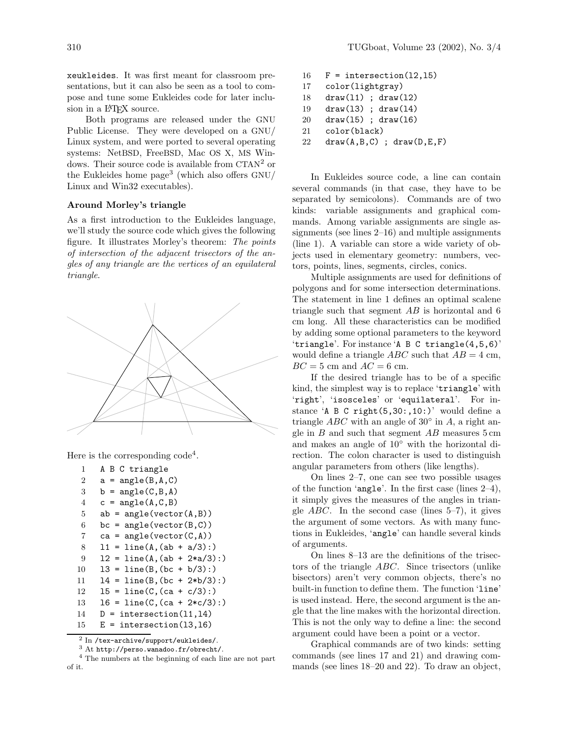xeukleides. It was first meant for classroom presentations, but it can also be seen as a tool to compose and tune some Eukleides code for later inclusion in a LaTeX source.

Both programs are released under the GNU Public License. They were developed on a GNU/Linux system, and were ported to several operating systems: NetBSD, FreeBSD, Mac OS X, MS Windows. Their source code is available from CTAN[2] or the Eukleides home page[3] (which also offers GNU/Linux and Win32 executables).

### Around Morley's triangle

As a first introduction to the Eukleides language, we'll study the source code which gives the following figure. It illustrates Morley's theorem: *The points of intersection of the adjacent trisectors of the angles of any triangle are the vertices of an equilateral triangle.*

Here is the corresponding code[4].

```
1   A B C triangle
2   a = angle(B,A,C)
3   b = angle(C,B,A)
4   c = angle(A,C,B)
5   ab = angle(vector(A,B))
6   bc = angle(vector(B,C))
7   ca = angle(vector(C,A))
8   l1 = line(A,(ab + a/3):)
9   l2 = line(A,(ab + 2*a/3):)
10  l3 = line(B,(bc + b/3):)
11  l4 = line(B,(bc + 2*b/3):)
12  l5 = line(C,(ca + c/3):)
13  l6 = line(C,(ca + 2*c/3):)
14  D = intersection(l1,l4)
15  E = intersection(l3,l6)
16  F = intersection(l2,l5)
17  color(lightgray)
18  draw(l1) ; draw(l2)
19  draw(l3) ; draw(l4)
20  draw(l5) ; draw(l6)
21  color(black)
22  draw(A,B,C) ; draw(D,E,F)
```

In Eukleides source code, a line can contain several commands (in that case, they have to be separated by semicolons). Commands are of two kinds: variable assignments and graphical commands. Among variable assignments are single assignments (see lines 2–16) and multiple assignments (line 1). A variable can store a wide variety of objects used in elementary geometry: numbers, vectors, points, lines, segments, circles, conics.

Multiple assignments are used for definitions of polygons and for some intersection determinations. The statement in line 1 defines an optimal scalene triangle such that segment $AB$ is horizontal and 6 cm long. All these characteristics can be modified by adding some optional parameters to the keyword 'triangle'. For instance 'A B C triangle(4,5,6)' would define a triangle $ABC$ such that $AB = 4$ cm, $BC = 5$ cm and $AC = 6$ cm.

If the desired triangle has to be of a specific kind, the simplest way is to replace 'triangle' with 'right', 'isosceles' or 'equilateral'. For instance 'A B C right(5,30:,10:)' would define a triangle $ABC$ with an angle of $30°$ in $A$, a right angle in $B$ and such that segment $AB$ measures 5 cm and makes an angle of $10°$ with the horizontal direction. The colon character is used to distinguish angular parameters from others (like lengths).

On lines 2–7, one can see two possible usages of the function 'angle'. In the first case (lines 2–4), it simply gives the measures of the angles in triangle $ABC$. In the second case (lines 5–7), it gives the argument of some vectors. As with many functions in Eukleides, 'angle' can handle several kinds of arguments.

On lines 8–13 are the definitions of the trisectors of the triangle $ABC$. Since trisectors (unlike bisectors) aren't very common objects, there's no built-in function to define them. The function 'line' is used instead. Here, the second argument is the angle that the line makes with the horizontal direction. This is not the only way to define a line: the second argument could have been a point or a vector.

Graphical commands are of two kinds: setting commands (see lines 17 and 21) and drawing commands (see lines 18–20 and 22). To draw an object,

[2] In /tex-archive/support/eukleides/.

[3] At http://perso.wanadoo.fr/obrecht/.

[4] The numbers at the beginning of each line are not part of it.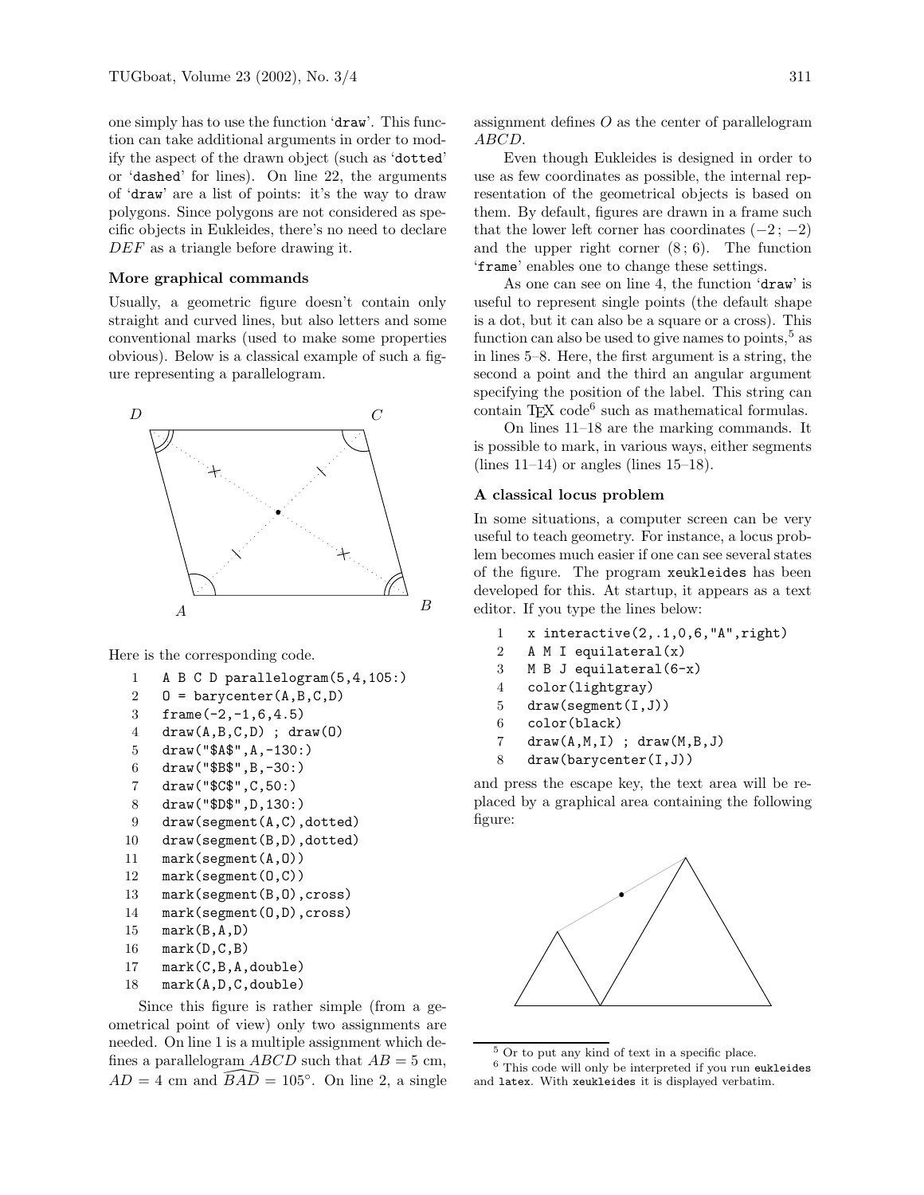one simply has to use the function 'draw'. This function can take additional arguments in order to modify the aspect of the drawn object (such as 'dotted' or 'dashed' for lines). On line 22, the arguments of 'draw' are a list of points: it's the way to draw polygons. Since polygons are not considered as specific objects in Eukleides, there's no need to declare $DEF$ as a triangle before drawing it.

### More graphical commands

Usually, a geometric figure doesn't contain only straight and curved lines, but also letters and some conventional marks (used to make some properties obvious). Below is a classical example of such a figure representing a parallelogram.

Here is the corresponding code.

```
1  A B C D parallelogram(5,4,105:)
2  O = barycenter(A,B,C,D)
3  frame(-2,-1,6,4.5)
4  draw(A,B,C,D) ; draw(O)
5  draw("$A$",A,-130:)
6  draw("$B$",B,-30:)
7  draw("$C$",C,50:)
8  draw("$D$",D,130:)
9  draw(segment(A,C),dotted)
10 draw(segment(B,D),dotted)
11 mark(segment(A,O))
12 mark(segment(O,C))
13 mark(segment(B,O),cross)
14 mark(segment(O,D),cross)
15 mark(B,A,D)
16 mark(D,C,B)
17 mark(C,B,A,double)
18 mark(A,D,C,double)
```

Since this figure is rather simple (from a geometrical point of view) only two assignments are needed. On line 1 is a multiple assignment which defines a parallelogram $ABCD$ such that $AB = 5$ cm, $AD = 4$ cm and $\widehat{BAD} = 105°$. On line 2, a single assignment defines $O$ as the center of parallelogram $ABCD$.

Even though Eukleides is designed in order to use as few coordinates as possible, the internal representation of the geometrical objects is based on them. By default, figures are drawn in a frame such that the lower left corner has coordinates $(-2\,;\,-2)$ and the upper right corner $(8\,;\,6)$. The function 'frame' enables one to change these settings.

As one can see on line 4, the function 'draw' is useful to represent single points (the default shape is a dot, but it can also be a square or a cross). This function can also be used to give names to points,[5] as in lines 5–8. Here, the first argument is a string, the second a point and the third an angular argument specifying the position of the label. This string can contain TeX code[6] such as mathematical formulas.

On lines 11–18 are the marking commands. It is possible to mark, in various ways, either segments (lines 11–14) or angles (lines 15–18).

### A classical locus problem

In some situations, a computer screen can be very useful to teach geometry. For instance, a locus problem becomes much easier if one can see several states of the figure. The program xeukleides has been developed for this. At startup, it appears as a text editor. If you type the lines below:

```
1  x interactive(2,.1,0,6,"A",right)
2  A M I equilateral(x)
3  M B J equilateral(6-x)
4  color(lightgray)
5  draw(segment(I,J))
6  color(black)
7  draw(A,M,I) ; draw(M,B,J)
8  draw(barycenter(I,J))
```

and press the escape key, the text area will be replaced by a graphical area containing the following figure:

[5] Or to put any kind of text in a specific place.

[6] This code will only be interpreted if you run eukleides and latex. With xeukleides it is displayed verbatim.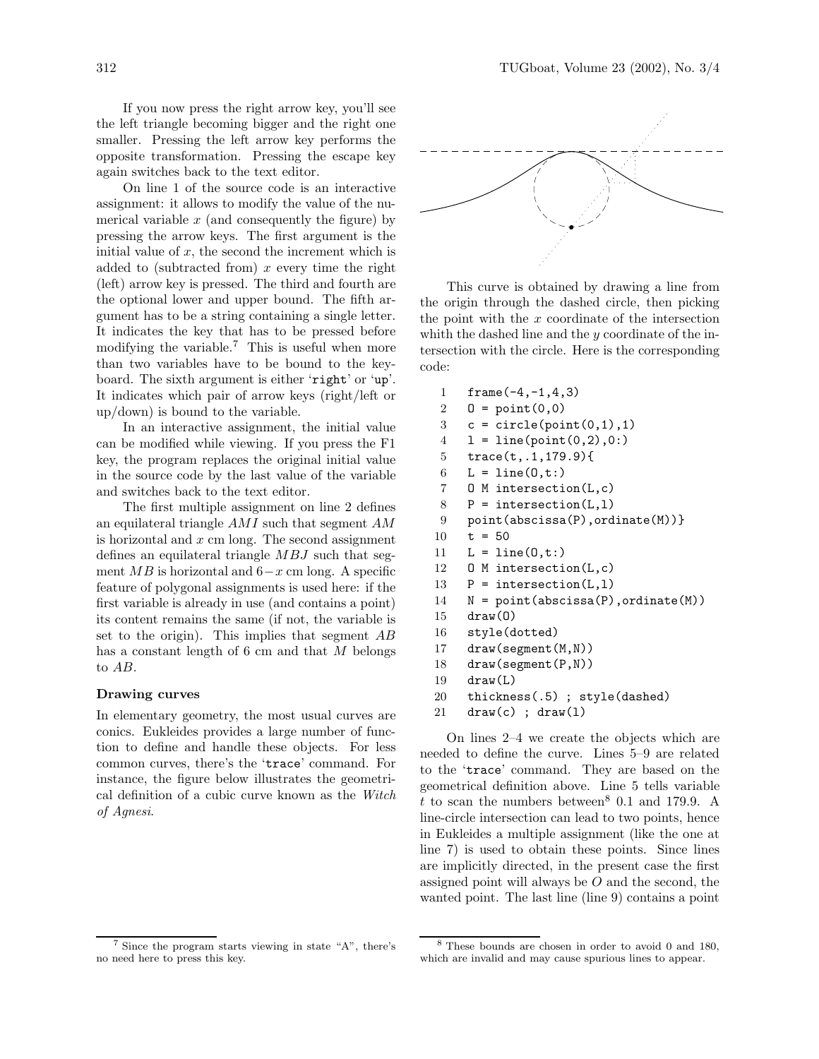If you now press the right arrow key, you'll see the left triangle becoming bigger and the right one smaller. Pressing the left arrow key performs the opposite transformation. Pressing the escape key again switches back to the text editor.

On line 1 of the source code is an interactive assignment: it allows to modify the value of the numerical variable $x$ (and consequently the figure) by pressing the arrow keys. The first argument is the initial value of $x$, the second the increment which is added to (subtracted from) $x$ every time the right (left) arrow key is pressed. The third and fourth are the optional lower and upper bound. The fifth argument has to be a string containing a single letter. It indicates the key that has to be pressed before modifying the variable.[7] This is useful when more than two variables have to be bound to the keyboard. The sixth argument is either '`right`' or '`up`'. It indicates which pair of arrow keys (right/left or up/down) is bound to the variable.

In an interactive assignment, the initial value can be modified while viewing. If you press the F1 key, the program replaces the original initial value in the source code by the last value of the variable and switches back to the text editor.

The first multiple assignment on line 2 defines an equilateral triangle $AMI$ such that segment $AM$ is horizontal and $x$ cm long. The second assignment defines an equilateral triangle $MBJ$ such that segment $MB$ is horizontal and $6-x$ cm long. A specific feature of polygonal assignments is used here: if the first variable is already in use (and contains a point) its content remains the same (if not, the variable is set to the origin). This implies that segment $AB$ has a constant length of 6 cm and that $M$ belongs to $AB$.

### Drawing curves

In elementary geometry, the most usual curves are conics. Eukleides provides a large number of function to define and handle these objects. For less common curves, there's the '`trace`' command. For instance, the figure below illustrates the geometrical definition of a cubic curve known as the *Witch of Agnesi*.

This curve is obtained by drawing a line from the origin through the dashed circle, then picking the point with the $x$ coordinate of the intersection whith the dashed line and the $y$ coordinate of the intersection with the circle. Here is the corresponding code:

```
1   frame(-4,-1,4,3)
2   O = point(0,0)
3   c = circle(point(0,1),1)
4   l = line(point(0,2),0:)
5   trace(t,.1,179.9){
6   L = line(O,t:)
7   O M intersection(L,c)
8   P = intersection(L,l)
9   point(abscissa(P),ordinate(M))}
10  t = 50
11  L = line(O,t:)
12  O M intersection(L,c)
13  P = intersection(L,l)
14  N = point(abscissa(P),ordinate(M))
15  draw(O)
16  style(dotted)
17  draw(segment(M,N))
18  draw(segment(P,N))
19  draw(L)
20  thickness(.5) ; style(dashed)
21  draw(c) ; draw(l)
```

On lines 2–4 we create the objects which are needed to define the curve. Lines 5–9 are related to the '`trace`' command. They are based on the geometrical definition above. Line 5 tells variable $t$ to scan the numbers between[8] 0.1 and 179.9. A line-circle intersection can lead to two points, hence in Eukleides a multiple assignment (like the one at line 7) is used to obtain these points. Since lines are implicitly directed, in the present case the first assigned point will always be $O$ and the second, the wanted point. The last line (line 9) contains a point

[7] Since the program starts viewing in state "A", there's no need here to press this key.

[8] These bounds are chosen in order to avoid 0 and 180, which are invalid and may cause spurious lines to appear.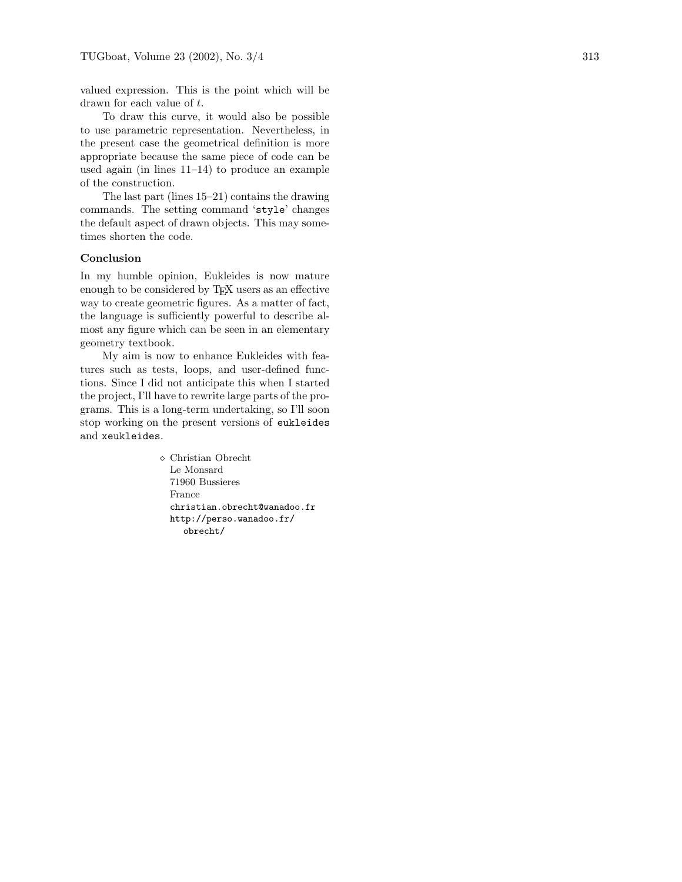valued expression. This is the point which will be drawn for each value of $t$.

To draw this curve, it would also be possible to use parametric representation. Nevertheless, in the present case the geometrical definition is more appropriate because the same piece of code can be used again (in lines 11–14) to produce an example of the construction.

The last part (lines 15–21) contains the drawing commands. The setting command '`style`' changes the default aspect of drawn objects. This may sometimes shorten the code.

### Conclusion

In my humble opinion, Eukleides is now mature enough to be considered by TeX users as an effective way to create geometric figures. As a matter of fact, the language is sufficiently powerful to describe almost any figure which can be seen in an elementary geometry textbook.

My aim is now to enhance Eukleides with features such as tests, loops, and user-defined functions. Since I did not anticipate this when I started the project, I'll have to rewrite large parts of the programs. This is a long-term undertaking, so I'll soon stop working on the present versions of `eukleides` and `xeukleides`.

⋄ Christian Obrecht
Le Monsard
71960 Bussieres
France
`christian.obrecht@wanadoo.fr`
`http://perso.wanadoo.fr/obrecht/`